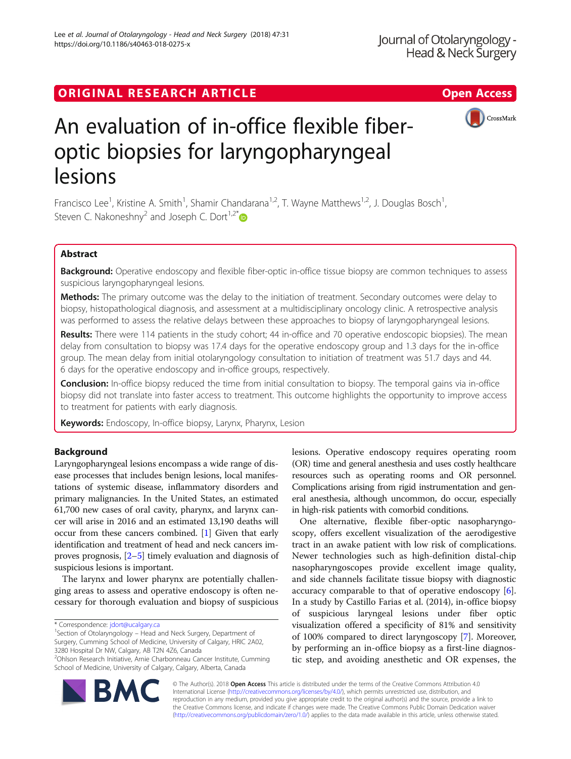ORIGINAL RESEARCH ARTICLE

Open Access

# An evaluation of in-office flexible fiber-optic biopsies for laryngopharyngeal lesions

Francisco Lee[1], Kristine A. Smith[1], Shamir Chandarana[1,2], T. Wayne Matthews[1,2], J. Douglas Bosch[1], Steven C. Nakoneshny[2] and Joseph C. Dort[1,2*]

## Abstract

**Background:** Operative endoscopy and flexible fiber-optic in-office tissue biopsy are common techniques to assess suspicious laryngopharyngeal lesions.

**Methods:** The primary outcome was the delay to the initiation of treatment. Secondary outcomes were delay to biopsy, histopathological diagnosis, and assessment at a multidisciplinary oncology clinic. A retrospective analysis was performed to assess the relative delays between these approaches to biopsy of laryngopharyngeal lesions.

**Results:** There were 114 patients in the study cohort; 44 in-office and 70 operative endoscopic biopsies). The mean delay from consultation to biopsy was 17.4 days for the operative endoscopy group and 1.3 days for the in-office group. The mean delay from initial otolaryngology consultation to initiation of treatment was 51.7 days and 44.6 days for the operative endoscopy and in-office groups, respectively.

**Conclusion:** In-office biopsy reduced the time from initial consultation to biopsy. The temporal gains via in-office biopsy did not translate into faster access to treatment. This outcome highlights the opportunity to improve access to treatment for patients with early diagnosis.

**Keywords:** Endoscopy, In-office biopsy, Larynx, Pharynx, Lesion

## Background

Laryngopharyngeal lesions encompass a wide range of disease processes that includes benign lesions, local manifestations of systemic disease, inflammatory disorders and primary malignancies. In the United States, an estimated 61,700 new cases of oral cavity, pharynx, and larynx cancer will arise in 2016 and an estimated 13,190 deaths will occur from these cancers combined. [1] Given that early identification and treatment of head and neck cancers improves prognosis, [2–5] timely evaluation and diagnosis of suspicious lesions is important.

The larynx and lower pharynx are potentially challenging areas to assess and operative endoscopy is often necessary for thorough evaluation and biopsy of suspicious lesions. Operative endoscopy requires operating room (OR) time and general anesthesia and uses costly healthcare resources such as operating rooms and OR personnel. Complications arising from rigid instrumentation and general anesthesia, although uncommon, do occur, especially in high-risk patients with comorbid conditions.

One alternative, flexible fiber-optic nasopharyngoscopy, offers excellent visualization of the aerodigestive tract in an awake patient with low risk of complications. Newer technologies such as high-definition distal-chip nasopharyngoscopes provide excellent image quality, and side channels facilitate tissue biopsy with diagnostic accuracy comparable to that of operative endoscopy [6]. In a study by Castillo Farias et al. (2014), in-office biopsy of suspicious laryngeal lesions under fiber optic visualization offered a specificity of 81% and sensitivity of 100% compared to direct laryngoscopy [7]. Moreover, by performing an in-office biopsy as a first-line diagnostic step, and avoiding anesthetic and OR expenses, the

\* Correspondence: jdort@ucalgary.ca
[1]Section of Otolaryngology – Head and Neck Surgery, Department of Surgery, Cumming School of Medicine, University of Calgary, HRIC 2A02, 3280 Hospital Dr NW, Calgary, AB T2N 4Z6, Canada
[2]Ohlson Research Initiative, Arnie Charbonneau Cancer Institute, Cumming School of Medicine, University of Calgary, Calgary, Alberta, Canada

© The Author(s). 2018 **Open Access** This article is distributed under the terms of the Creative Commons Attribution 4.0 International License (http://creativecommons.org/licenses/by/4.0/), which permits unrestricted use, distribution, and reproduction in any medium, provided you give appropriate credit to the original author(s) and the source, provide a link to the Creative Commons license, and indicate if changes were made. The Creative Commons Public Domain Dedication waiver (http://creativecommons.org/publicdomain/zero/1.0/) applies to the data made available in this article, unless otherwise stated.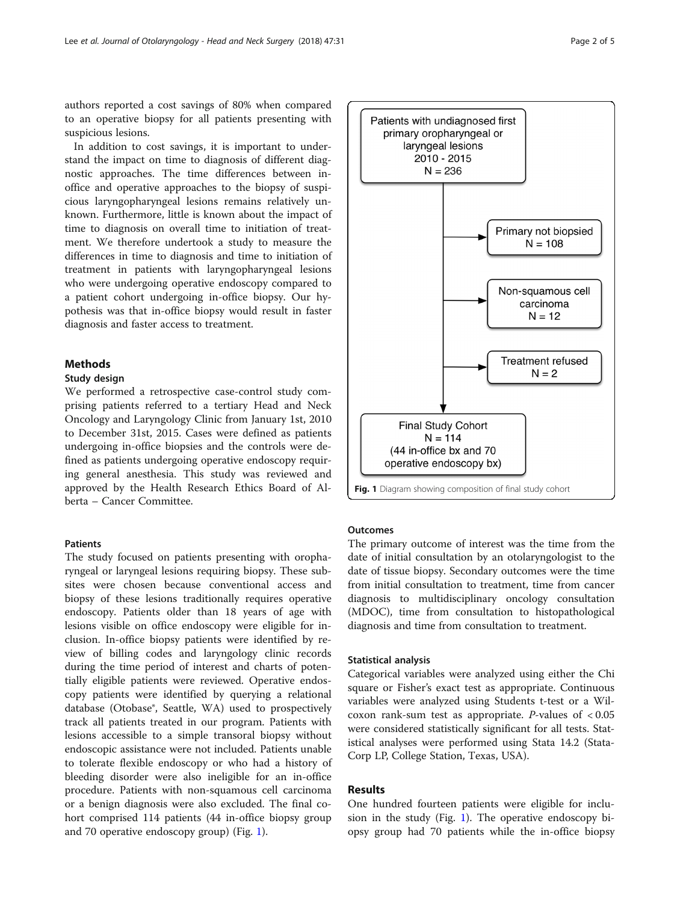authors reported a cost savings of 80% when compared to an operative biopsy for all patients presenting with suspicious lesions.

In addition to cost savings, it is important to understand the impact on time to diagnosis of different diagnostic approaches. The time differences between in-office and operative approaches to the biopsy of suspicious laryngopharyngeal lesions remains relatively unknown. Furthermore, little is known about the impact of time to diagnosis on overall time to initiation of treatment. We therefore undertook a study to measure the differences in time to diagnosis and time to initiation of treatment in patients with laryngopharyngeal lesions who were undergoing operative endoscopy compared to a patient cohort undergoing in-office biopsy. Our hypothesis was that in-office biopsy would result in faster diagnosis and faster access to treatment.

## Methods

### Study design

We performed a retrospective case-control study comprising patients referred to a tertiary Head and Neck Oncology and Laryngology Clinic from January 1st, 2010 to December 31st, 2015. Cases were defined as patients undergoing in-office biopsies and the controls were defined as patients undergoing operative endoscopy requiring general anesthesia. This study was reviewed and approved by the Health Research Ethics Board of Alberta – Cancer Committee.

### Patients

The study focused on patients presenting with oropharyngeal or laryngeal lesions requiring biopsy. These subsites were chosen because conventional access and biopsy of these lesions traditionally requires operative endoscopy. Patients older than 18 years of age with lesions visible on office endoscopy were eligible for inclusion. In-office biopsy patients were identified by review of billing codes and laryngology clinic records during the time period of interest and charts of potentially eligible patients were reviewed. Operative endoscopy patients were identified by querying a relational database (Otobase®, Seattle, WA) used to prospectively track all patients treated in our program. Patients with lesions accessible to a simple transoral biopsy without endoscopic assistance were not included. Patients unable to tolerate flexible endoscopy or who had a history of bleeding disorder were also ineligible for an in-office procedure. Patients with non-squamous cell carcinoma or a benign diagnosis were also excluded. The final cohort comprised 114 patients (44 in-office biopsy group and 70 operative endoscopy group) (Fig. 1).

Patients with undiagnosed first primary oropharyngeal or laryngeal lesions
2010 - 2015
N = 236

Primary not biopsied
N = 108

Non-squamous cell carcinoma
N = 12

Treatment refused
N = 2

Final Study Cohort
N = 114
(44 in-office bx and 70 operative endoscopy bx)

**Fig. 1** Diagram showing composition of final study cohort

### Outcomes

The primary outcome of interest was the time from the date of initial consultation by an otolaryngologist to the date of tissue biopsy. Secondary outcomes were the time from initial consultation to treatment, time from cancer diagnosis to multidisciplinary oncology consultation (MDOC), time from consultation to histopathological diagnosis and time from consultation to treatment.

### Statistical analysis

Categorical variables were analyzed using either the Chi square or Fisher's exact test as appropriate. Continuous variables were analyzed using Students t-test or a Wilcoxon rank-sum test as appropriate. *P*-values of $< 0.05$ were considered statistically significant for all tests. Statistical analyses were performed using Stata 14.2 (StataCorp LP, College Station, Texas, USA).

## Results

One hundred fourteen patients were eligible for inclusion in the study (Fig. 1). The operative endoscopy biopsy group had 70 patients while the in-office biopsy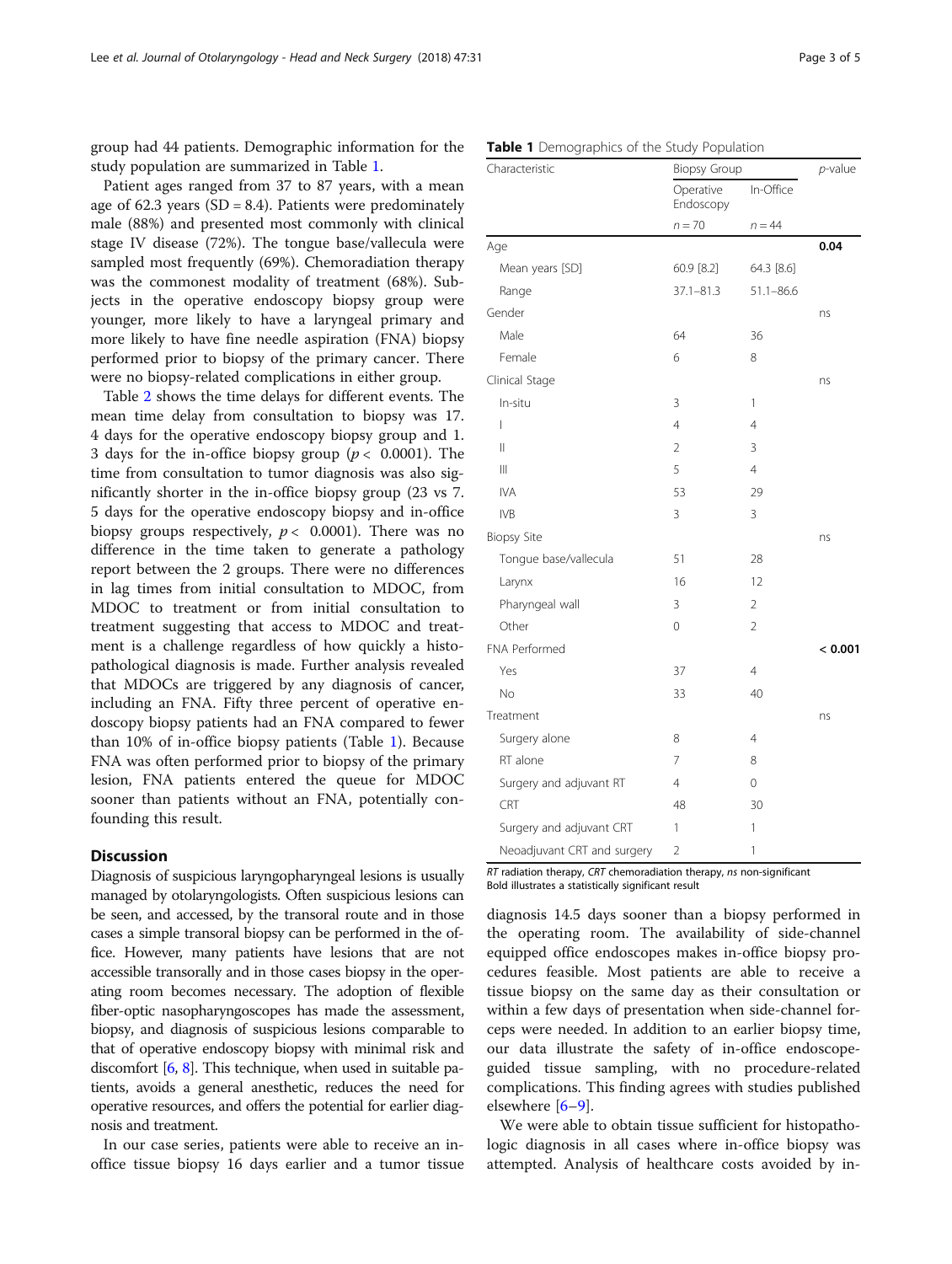group had 44 patients. Demographic information for the study population are summarized in Table 1.

Patient ages ranged from 37 to 87 years, with a mean age of 62.3 years (SD = 8.4). Patients were predominately male (88%) and presented most commonly with clinical stage IV disease (72%). The tongue base/vallecula were sampled most frequently (69%). Chemoradiation therapy was the commonest modality of treatment (68%). Subjects in the operative endoscopy biopsy group were younger, more likely to have a laryngeal primary and more likely to have fine needle aspiration (FNA) biopsy performed prior to biopsy of the primary cancer. There were no biopsy-related complications in either group.

Table 2 shows the time delays for different events. The mean time delay from consultation to biopsy was 17.4 days for the operative endoscopy biopsy group and 1.3 days for the in-office biopsy group ($p < 0.0001$). The time from consultation to tumor diagnosis was also significantly shorter in the in-office biopsy group (23 vs 7.5 days for the operative endoscopy biopsy and in-office biopsy groups respectively, $p < 0.0001$). There was no difference in the time taken to generate a pathology report between the 2 groups. There were no differences in lag times from initial consultation to MDOC, from MDOC to treatment or from initial consultation to treatment suggesting that access to MDOC and treatment is a challenge regardless of how quickly a histopathological diagnosis is made. Further analysis revealed that MDOCs are triggered by any diagnosis of cancer, including an FNA. Fifty three percent of operative endoscopy biopsy patients had an FNA compared to fewer than 10% of in-office biopsy patients (Table 1). Because FNA was often performed prior to biopsy of the primary lesion, FNA patients entered the queue for MDOC sooner than patients without an FNA, potentially confounding this result.

**Table 1** Demographics of the Study Population

| Characteristic | Biopsy Group | | *p*-value |
|---|---|---|---|
| | Operative Endoscopy | In-Office | |
| | *n* = 70 | *n* = 44 | |
| Age | | | **0.04** |
| Mean years [SD] | 60.9 [8.2] | 64.3 [8.6] | |
| Range | 37.1–81.3 | 51.1–86.6 | |
| Gender | | | ns |
| Male | 64 | 36 | |
| Female | 6 | 8 | |
| Clinical Stage | | | ns |
| In-situ | 3 | 1 | |
| I | 4 | 4 | |
| II | 2 | 3 | |
| III | 5 | 4 | |
| IVA | 53 | 29 | |
| IVB | 3 | 3 | |
| Biopsy Site | | | ns |
| Tongue base/vallecula | 51 | 28 | |
| Larynx | 16 | 12 | |
| Pharyngeal wall | 3 | 2 | |
| Other | 0 | 2 | |
| FNA Performed | | | **< 0.001** |
| Yes | 37 | 4 | |
| No | 33 | 40 | |
| Treatment | | | ns |
| Surgery alone | 8 | 4 | |
| RT alone | 7 | 8 | |
| Surgery and adjuvant RT | 4 | 0 | |
| CRT | 48 | 30 | |
| Surgery and adjuvant CRT | 1 | 1 | |
| Neoadjuvant CRT and surgery | 2 | 1 | |

*RT* radiation therapy, *CRT* chemoradiation therapy, *ns* non-significant
Bold illustrates a statistically significant result

## Discussion

Diagnosis of suspicious laryngopharyngeal lesions is usually managed by otolaryngologists. Often suspicious lesions can be seen, and accessed, by the transoral route and in those cases a simple transoral biopsy can be performed in the office. However, many patients have lesions that are not accessible transorally and in those cases biopsy in the operating room becomes necessary. The adoption of flexible fiber-optic nasopharyngoscopes has made the assessment, biopsy, and diagnosis of suspicious lesions comparable to that of operative endoscopy biopsy with minimal risk and discomfort [6, 8]. This technique, when used in suitable patients, avoids a general anesthetic, reduces the need for operative resources, and offers the potential for earlier diagnosis and treatment.

In our case series, patients were able to receive an in-office tissue biopsy 16 days earlier and a tumor tissue diagnosis 14.5 days sooner than a biopsy performed in the operating room. The availability of side-channel equipped office endoscopes makes in-office biopsy procedures feasible. Most patients are able to receive a tissue biopsy on the same day as their consultation or within a few days of presentation when side-channel forceps were needed. In addition to an earlier biopsy time, our data illustrate the safety of in-office endoscope-guided tissue sampling, with no procedure-related complications. This finding agrees with studies published elsewhere [6–9].

We were able to obtain tissue sufficient for histopathologic diagnosis in all cases where in-office biopsy was attempted. Analysis of healthcare costs avoided by in-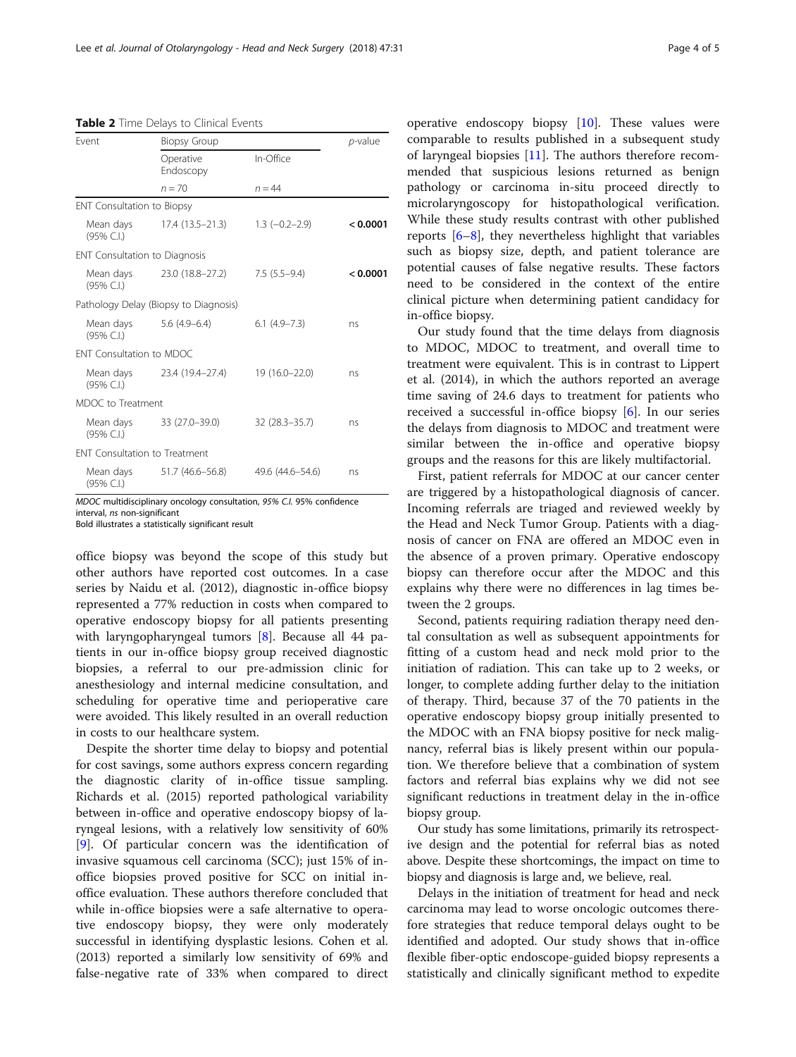**Table 2** Time Delays to Clinical Events

| Event | Biopsy Group | | *p*-value |
| --- | --- | --- | --- |
| | Operative Endoscopy | In-Office | |
| | $n = 70$ | $n = 44$ | |
| ENT Consultation to Biopsy | | | |
| Mean days (95% C.I.) | 17.4 (13.5–21.3) | 1.3 (−0.2–2.9) | **< 0.0001** |
| ENT Consultation to Diagnosis | | | |
| Mean days (95% C.I.) | 23.0 (18.8–27.2) | 7.5 (5.5–9.4) | **< 0.0001** |
| Pathology Delay (Biopsy to Diagnosis) | | | |
| Mean days (95% C.I.) | 5.6 (4.9–6.4) | 6.1 (4.9–7.3) | ns |
| ENT Consultation to MDOC | | | |
| Mean days (95% C.I.) | 23.4 (19.4–27.4) | 19 (16.0–22.0) | ns |
| MDOC to Treatment | | | |
| Mean days (95% C.I.) | 33 (27.0–39.0) | 32 (28.3–35.7) | ns |
| ENT Consultation to Treatment | | | |
| Mean days (95% C.I.) | 51.7 (46.6–56.8) | 49.6 (44.6–54.6) | ns |

*MDOC* multidisciplinary oncology consultation, *95% C.I.* 95% confidence interval, *ns* non-significant
Bold illustrates a statistically significant result

office biopsy was beyond the scope of this study but other authors have reported cost outcomes. In a case series by Naidu et al. (2012), diagnostic in-office biopsy represented a 77% reduction in costs when compared to operative endoscopy biopsy for all patients presenting with laryngopharyngeal tumors [8]. Because all 44 patients in our in-office biopsy group received diagnostic biopsies, a referral to our pre-admission clinic for anesthesiology and internal medicine consultation, and scheduling for operative time and perioperative care were avoided. This likely resulted in an overall reduction in costs to our healthcare system.

Despite the shorter time delay to biopsy and potential for cost savings, some authors express concern regarding the diagnostic clarity of in-office tissue sampling. Richards et al. (2015) reported pathological variability between in-office and operative endoscopy biopsy of laryngeal lesions, with a relatively low sensitivity of 60% [9]. Of particular concern was the identification of invasive squamous cell carcinoma (SCC); just 15% of in-office biopsies proved positive for SCC on initial in-office evaluation. These authors therefore concluded that while in-office biopsies were a safe alternative to operative endoscopy biopsy, they were only moderately successful in identifying dysplastic lesions. Cohen et al. (2013) reported a similarly low sensitivity of 69% and false-negative rate of 33% when compared to direct operative endoscopy biopsy [10]. These values were comparable to results published in a subsequent study of laryngeal biopsies [11]. The authors therefore recommended that suspicious lesions returned as benign pathology or carcinoma in-situ proceed directly to microlaryngoscopy for histopathological verification. While these study results contrast with other published reports [6–8], they nevertheless highlight that variables such as biopsy size, depth, and patient tolerance are potential causes of false negative results. These factors need to be considered in the context of the entire clinical picture when determining patient candidacy for in-office biopsy.

Our study found that the time delays from diagnosis to MDOC, MDOC to treatment, and overall time to treatment were equivalent. This is in contrast to Lippert et al. (2014), in which the authors reported an average time saving of 24.6 days to treatment for patients who received a successful in-office biopsy [6]. In our series the delays from diagnosis to MDOC and treatment were similar between the in-office and operative biopsy groups and the reasons for this are likely multifactorial.

First, patient referrals for MDOC at our cancer center are triggered by a histopathological diagnosis of cancer. Incoming referrals are triaged and reviewed weekly by the Head and Neck Tumor Group. Patients with a diagnosis of cancer on FNA are offered an MDOC even in the absence of a proven primary. Operative endoscopy biopsy can therefore occur after the MDOC and this explains why there were no differences in lag times between the 2 groups.

Second, patients requiring radiation therapy need dental consultation as well as subsequent appointments for fitting of a custom head and neck mold prior to the initiation of radiation. This can take up to 2 weeks, or longer, to complete adding further delay to the initiation of therapy. Third, because 37 of the 70 patients in the operative endoscopy biopsy group initially presented to the MDOC with an FNA biopsy positive for neck malignancy, referral bias is likely present within our population. We therefore believe that a combination of system factors and referral bias explains why we did not see significant reductions in treatment delay in the in-office biopsy group.

Our study has some limitations, primarily its retrospective design and the potential for referral bias as noted above. Despite these shortcomings, the impact on time to biopsy and diagnosis is large and, we believe, real.

Delays in the initiation of treatment for head and neck carcinoma may lead to worse oncologic outcomes therefore strategies that reduce temporal delays ought to be identified and adopted. Our study shows that in-office flexible fiber-optic endoscope-guided biopsy represents a statistically and clinically significant method to expedite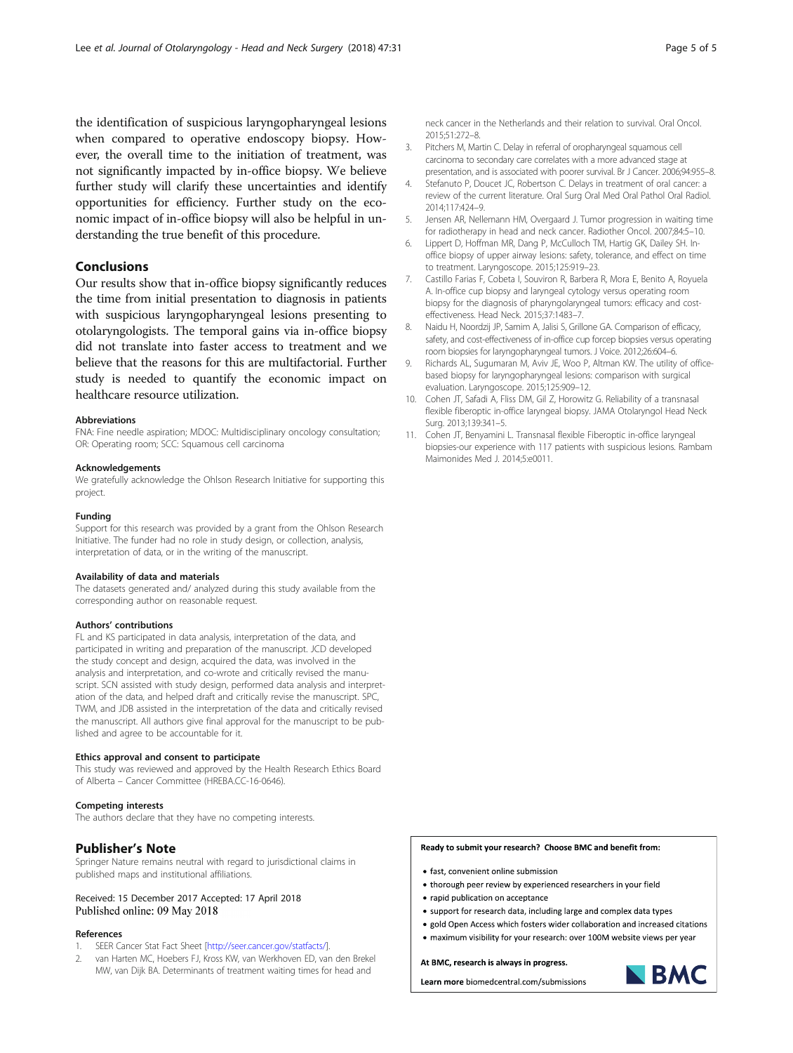the identification of suspicious laryngopharyngeal lesions when compared to operative endoscopy biopsy. However, the overall time to the initiation of treatment, was not significantly impacted by in-office biopsy. We believe further study will clarify these uncertainties and identify opportunities for efficiency. Further study on the economic impact of in-office biopsy will also be helpful in understanding the true benefit of this procedure.

## Conclusions

Our results show that in-office biopsy significantly reduces the time from initial presentation to diagnosis in patients with suspicious laryngopharyngeal lesions presenting to otolaryngologists. The temporal gains via in-office biopsy did not translate into faster access to treatment and we believe that the reasons for this are multifactorial. Further study is needed to quantify the economic impact on healthcare resource utilization.

#### Abbreviations

FNA: Fine needle aspiration; MDOC: Multidisciplinary oncology consultation; OR: Operating room; SCC: Squamous cell carcinoma

#### Acknowledgements

We gratefully acknowledge the Ohlson Research Initiative for supporting this project.

#### Funding

Support for this research was provided by a grant from the Ohlson Research Initiative. The funder had no role in study design, or collection, analysis, interpretation of data, or in the writing of the manuscript.

#### Availability of data and materials

The datasets generated and/ analyzed during this study available from the corresponding author on reasonable request.

#### Authors' contributions

FL and KS participated in data analysis, interpretation of the data, and participated in writing and preparation of the manuscript. JCD developed the study concept and design, acquired the data, was involved in the analysis and interpretation, and co-wrote and critically revised the manuscript. SCN assisted with study design, performed data analysis and interpretation of the data, and helped draft and critically revise the manuscript. SPC, TWM, and JDB assisted in the interpretation of the data and critically revised the manuscript. All authors give final approval for the manuscript to be published and agree to be accountable for it.

#### Ethics approval and consent to participate

This study was reviewed and approved by the Health Research Ethics Board of Alberta – Cancer Committee (HREBA.CC-16-0646).

#### Competing interests

The authors declare that they have no competing interests.

## Publisher's Note

Springer Nature remains neutral with regard to jurisdictional claims in published maps and institutional affiliations.

Received: 15 December 2017 Accepted: 17 April 2018
Published online: 09 May 2018

#### References

1. SEER Cancer Stat Fact Sheet [http://seer.cancer.gov/statfacts/].
2. van Harten MC, Hoebers FJ, Kross KW, van Werkhoven ED, van den Brekel MW, van Dijk BA. Determinants of treatment waiting times for head and neck cancer in the Netherlands and their relation to survival. Oral Oncol. 2015;51:272–8.
3. Pitchers M, Martin C. Delay in referral of oropharyngeal squamous cell carcinoma to secondary care correlates with a more advanced stage at presentation, and is associated with poorer survival. Br J Cancer. 2006;94:955–8.
4. Stefanuto P, Doucet JC, Robertson C. Delays in treatment of oral cancer: a review of the current literature. Oral Surg Oral Med Oral Pathol Oral Radiol. 2014;117:424–9.
5. Jensen AR, Nellemann HM, Overgaard J. Tumor progression in waiting time for radiotherapy in head and neck cancer. Radiother Oncol. 2007;84:5–10.
6. Lippert D, Hoffman MR, Dang P, McCulloch TM, Hartig GK, Dailey SH. In-office biopsy of upper airway lesions: safety, tolerance, and effect on time to treatment. Laryngoscope. 2015;125:919–23.
7. Castillo Farias F, Cobeta I, Souviron R, Barbera R, Mora E, Benito A, Royuela A. In-office cup biopsy and laryngeal cytology versus operating room biopsy for the diagnosis of pharyngolaryngeal tumors: efficacy and cost-effectiveness. Head Neck. 2015;37:1483–7.
8. Naidu H, Noordzij JP, Samim A, Jalisi S, Grillone GA. Comparison of efficacy, safety, and cost-effectiveness of in-office cup forcep biopsies versus operating room biopsies for laryngopharyngeal tumors. J Voice. 2012;26:604–6.
9. Richards AL, Sugumaran M, Aviv JE, Woo P, Altman KW. The utility of office-based biopsy for laryngopharyngeal lesions: comparison with surgical evaluation. Laryngoscope. 2015;125:909–12.
10. Cohen JT, Safadi A, Fliss DM, Gil Z, Horowitz G. Reliability of a transnasal flexible fiberoptic in-office laryngeal biopsy. JAMA Otolaryngol Head Neck Surg. 2013;139:341–5.
11. Cohen JT, Benyamini L. Transnasal flexible Fiberoptic in-office laryngeal biopsies-our experience with 117 patients with suspicious lesions. Rambam Maimonides Med J. 2014;5:e0011.

**Ready to submit your research? Choose BMC and benefit from:**

- fast, convenient online submission
- thorough peer review by experienced researchers in your field
- rapid publication on acceptance
- support for research data, including large and complex data types
- gold Open Access which fosters wider collaboration and increased citations
- maximum visibility for your research: over 100M website views per year

**At BMC, research is always in progress.**

**Learn more** biomedcentral.com/submissions

BMC